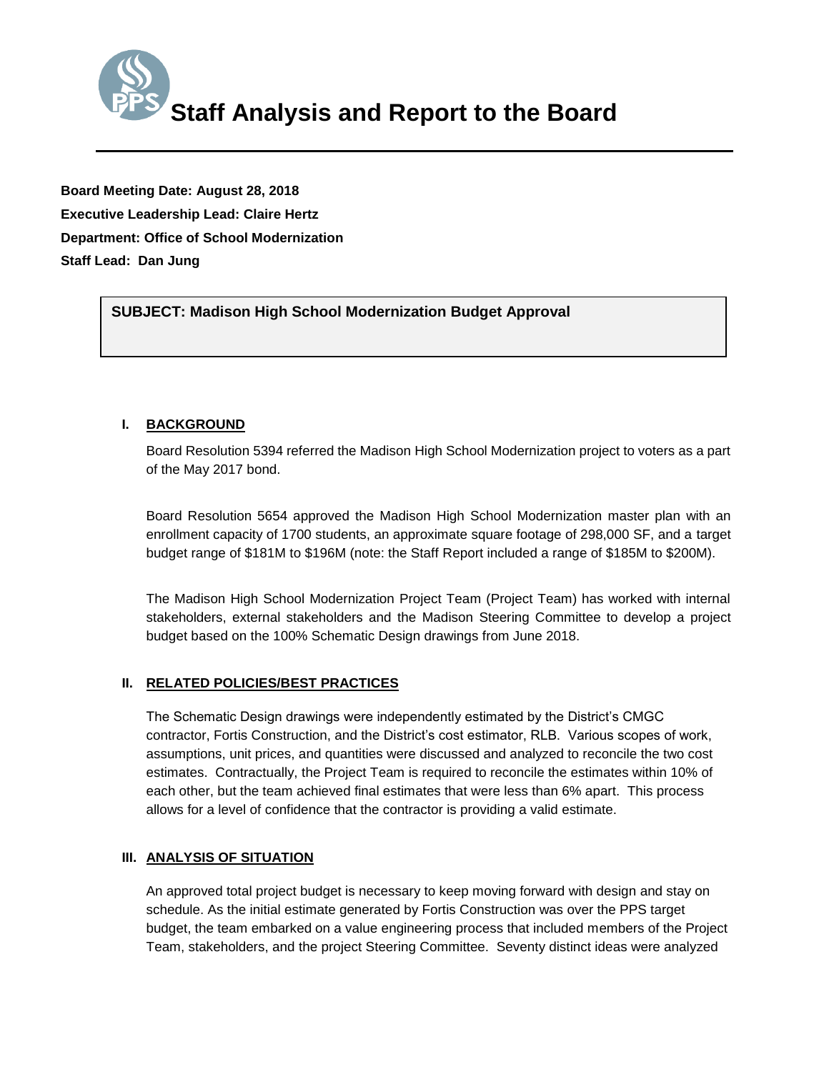# Staff Analysis and Report to the Board

**Board Meeting Date: August 28, 2018**
**Executive Leadership Lead: Claire Hertz**
**Department: Office of School Modernization**
**Staff Lead: Dan Jung**

**SUBJECT: Madison High School Modernization Budget Approval**

## I. BACKGROUND

Board Resolution 5394 referred the Madison High School Modernization project to voters as a part of the May 2017 bond.

Board Resolution 5654 approved the Madison High School Modernization master plan with an enrollment capacity of 1700 students, an approximate square footage of 298,000 SF, and a target budget range of $181M to $196M (note: the Staff Report included a range of $185M to $200M).

The Madison High School Modernization Project Team (Project Team) has worked with internal stakeholders, external stakeholders and the Madison Steering Committee to develop a project budget based on the 100% Schematic Design drawings from June 2018.

## II. RELATED POLICIES/BEST PRACTICES

The Schematic Design drawings were independently estimated by the District's CMGC contractor, Fortis Construction, and the District's cost estimator, RLB. Various scopes of work, assumptions, unit prices, and quantities were discussed and analyzed to reconcile the two cost estimates. Contractually, the Project Team is required to reconcile the estimates within 10% of each other, but the team achieved final estimates that were less than 6% apart. This process allows for a level of confidence that the contractor is providing a valid estimate.

## III. ANALYSIS OF SITUATION

An approved total project budget is necessary to keep moving forward with design and stay on schedule. As the initial estimate generated by Fortis Construction was over the PPS target budget, the team embarked on a value engineering process that included members of the Project Team, stakeholders, and the project Steering Committee. Seventy distinct ideas were analyzed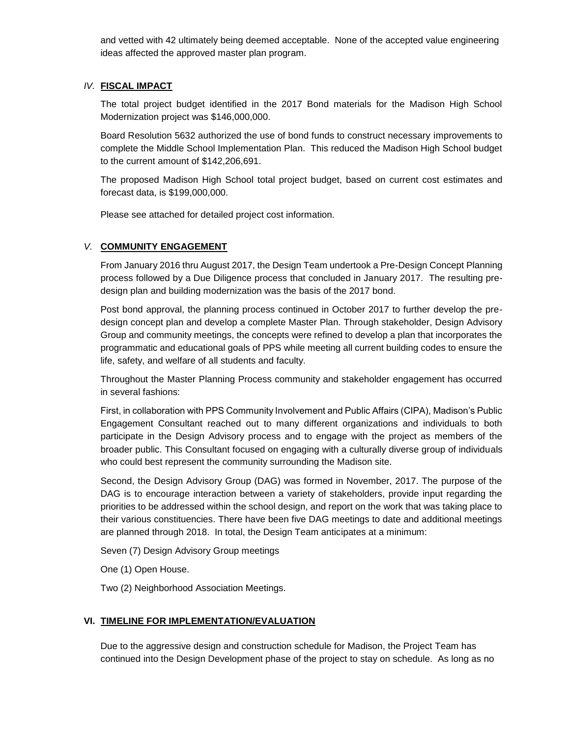and vetted with 42 ultimately being deemed acceptable. None of the accepted value engineering ideas affected the approved master plan program.

## *IV.* FISCAL IMPACT

The total project budget identified in the 2017 Bond materials for the Madison High School Modernization project was $146,000,000.

Board Resolution 5632 authorized the use of bond funds to construct necessary improvements to complete the Middle School Implementation Plan. This reduced the Madison High School budget to the current amount of $142,206,691.

The proposed Madison High School total project budget, based on current cost estimates and forecast data, is $199,000,000.

Please see attached for detailed project cost information.

## *V.* COMMUNITY ENGAGEMENT

From January 2016 thru August 2017, the Design Team undertook a Pre-Design Concept Planning process followed by a Due Diligence process that concluded in January 2017. The resulting pre-design plan and building modernization was the basis of the 2017 bond.

Post bond approval, the planning process continued in October 2017 to further develop the pre-design concept plan and develop a complete Master Plan. Through stakeholder, Design Advisory Group and community meetings, the concepts were refined to develop a plan that incorporates the programmatic and educational goals of PPS while meeting all current building codes to ensure the life, safety, and welfare of all students and faculty.

Throughout the Master Planning Process community and stakeholder engagement has occurred in several fashions:

First, in collaboration with PPS Community Involvement and Public Affairs (CIPA), Madison's Public Engagement Consultant reached out to many different organizations and individuals to both participate in the Design Advisory process and to engage with the project as members of the broader public. This Consultant focused on engaging with a culturally diverse group of individuals who could best represent the community surrounding the Madison site.

Second, the Design Advisory Group (DAG) was formed in November, 2017. The purpose of the DAG is to encourage interaction between a variety of stakeholders, provide input regarding the priorities to be addressed within the school design, and report on the work that was taking place to their various constituencies. There have been five DAG meetings to date and additional meetings are planned through 2018. In total, the Design Team anticipates at a minimum:

Seven (7) Design Advisory Group meetings

One (1) Open House.

Two (2) Neighborhood Association Meetings.

## VI. TIMELINE FOR IMPLEMENTATION/EVALUATION

Due to the aggressive design and construction schedule for Madison, the Project Team has continued into the Design Development phase of the project to stay on schedule. As long as no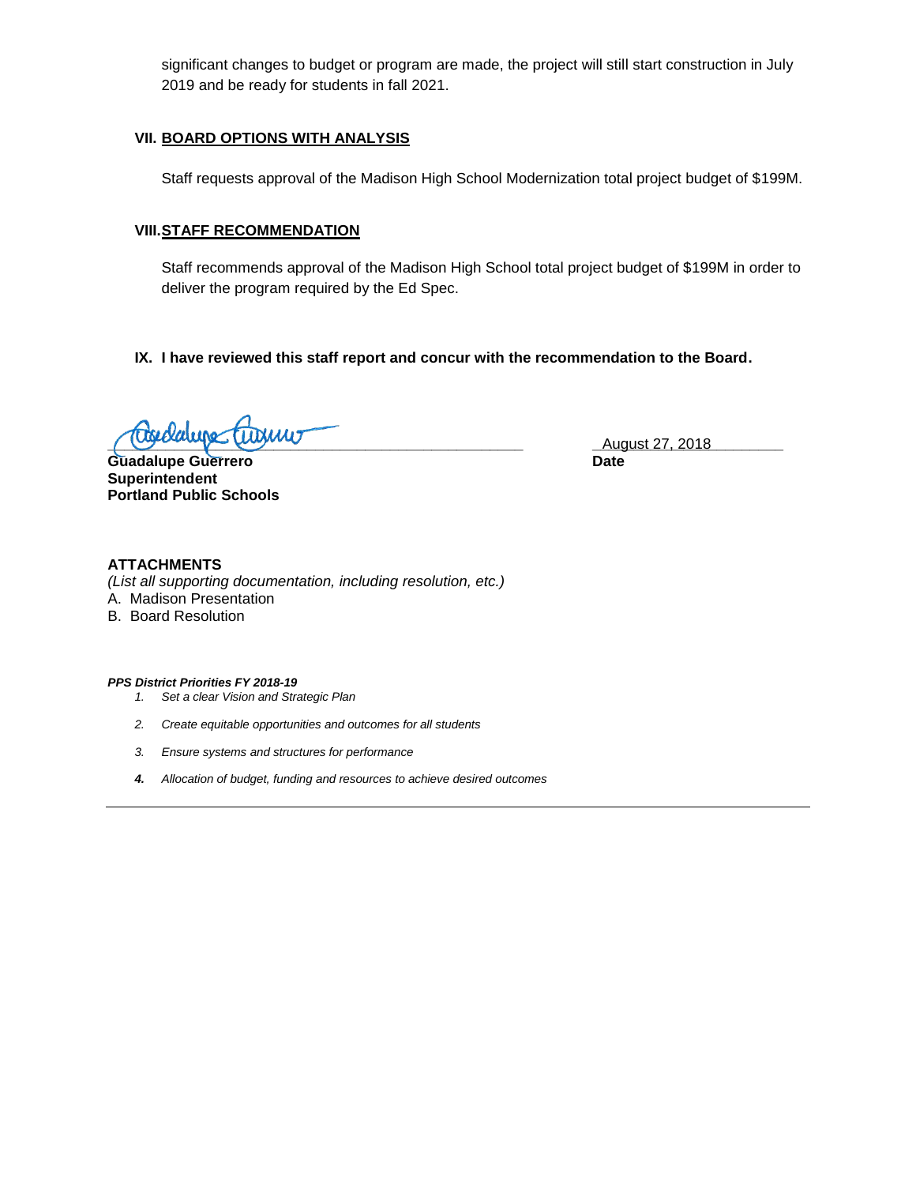significant changes to budget or program are made, the project will still start construction in July 2019 and be ready for students in fall 2021.

### VII. BOARD OPTIONS WITH ANALYSIS

Staff requests approval of the Madison High School Modernization total project budget of $199M.

### VIII. STAFF RECOMMENDATION

Staff recommends approval of the Madison High School total project budget of $199M in order to deliver the program required by the Ed Spec.

### IX. I have reviewed this staff report and concur with the recommendation to the Board.

**Guadalupe Guerrero**
**Superintendent**
**Portland Public Schools**

August 27, 2018
**Date**

**ATTACHMENTS**
*(List all supporting documentation, including resolution, etc.)*
A. Madison Presentation
B. Board Resolution

***PPS District Priorities FY 2018-19***

1. *Set a clear Vision and Strategic Plan*
2. *Create equitable opportunities and outcomes for all students*
3. *Ensure systems and structures for performance*
4. *Allocation of budget, funding and resources to achieve desired outcomes*